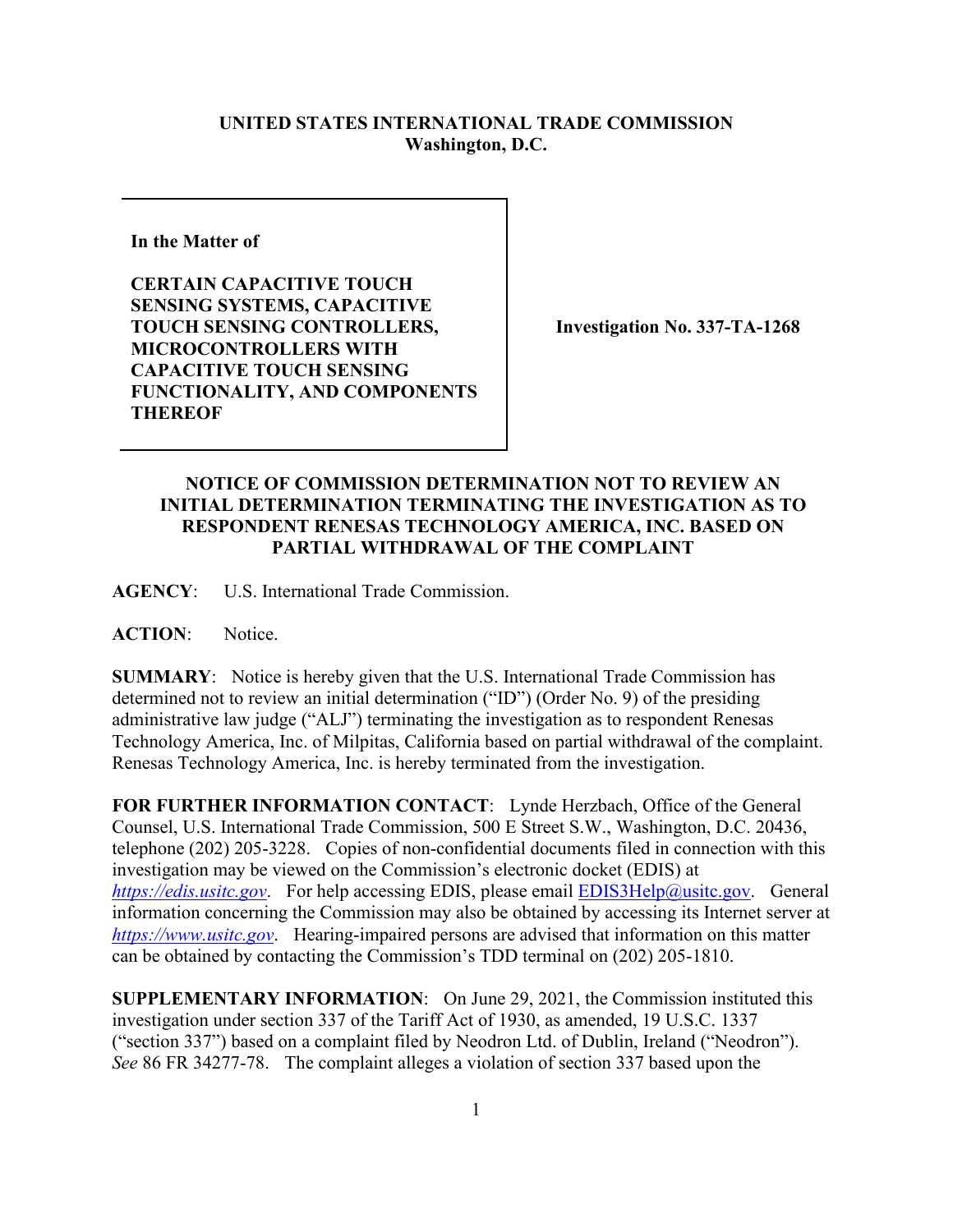**UNITED STATES INTERNATIONAL TRADE COMMISSION**
**Washington, D.C.**

| **In the Matter of**<br><br>**CERTAIN CAPACITIVE TOUCH SENSING SYSTEMS, CAPACITIVE TOUCH SENSING CONTROLLERS, MICROCONTROLLERS WITH CAPACITIVE TOUCH SENSING FUNCTIONALITY, AND COMPONENTS THEREOF** | **Investigation No. 337-TA-1268** |
|---|---|

## NOTICE OF COMMISSION DETERMINATION NOT TO REVIEW AN INITIAL DETERMINATION TERMINATING THE INVESTIGATION AS TO RESPONDENT RENESAS TECHNOLOGY AMERICA, INC. BASED ON PARTIAL WITHDRAWAL OF THE COMPLAINT

**AGENCY**: U.S. International Trade Commission.

**ACTION**: Notice.

**SUMMARY**: Notice is hereby given that the U.S. International Trade Commission has determined not to review an initial determination ("ID") (Order No. 9) of the presiding administrative law judge ("ALJ") terminating the investigation as to respondent Renesas Technology America, Inc. of Milpitas, California based on partial withdrawal of the complaint. Renesas Technology America, Inc. is hereby terminated from the investigation.

**FOR FURTHER INFORMATION CONTACT**: Lynde Herzbach, Office of the General Counsel, U.S. International Trade Commission, 500 E Street S.W., Washington, D.C. 20436, telephone (202) 205-3228. Copies of non-confidential documents filed in connection with this investigation may be viewed on the Commission's electronic docket (EDIS) at *https://edis.usitc.gov*. For help accessing EDIS, please email EDIS3Help@usitc.gov. General information concerning the Commission may also be obtained by accessing its Internet server at *https://www.usitc.gov*. Hearing-impaired persons are advised that information on this matter can be obtained by contacting the Commission's TDD terminal on (202) 205-1810.

**SUPPLEMENTARY INFORMATION**: On June 29, 2021, the Commission instituted this investigation under section 337 of the Tariff Act of 1930, as amended, 19 U.S.C. 1337 ("section 337") based on a complaint filed by Neodron Ltd. of Dublin, Ireland ("Neodron"). *See* 86 FR 34277-78. The complaint alleges a violation of section 337 based upon the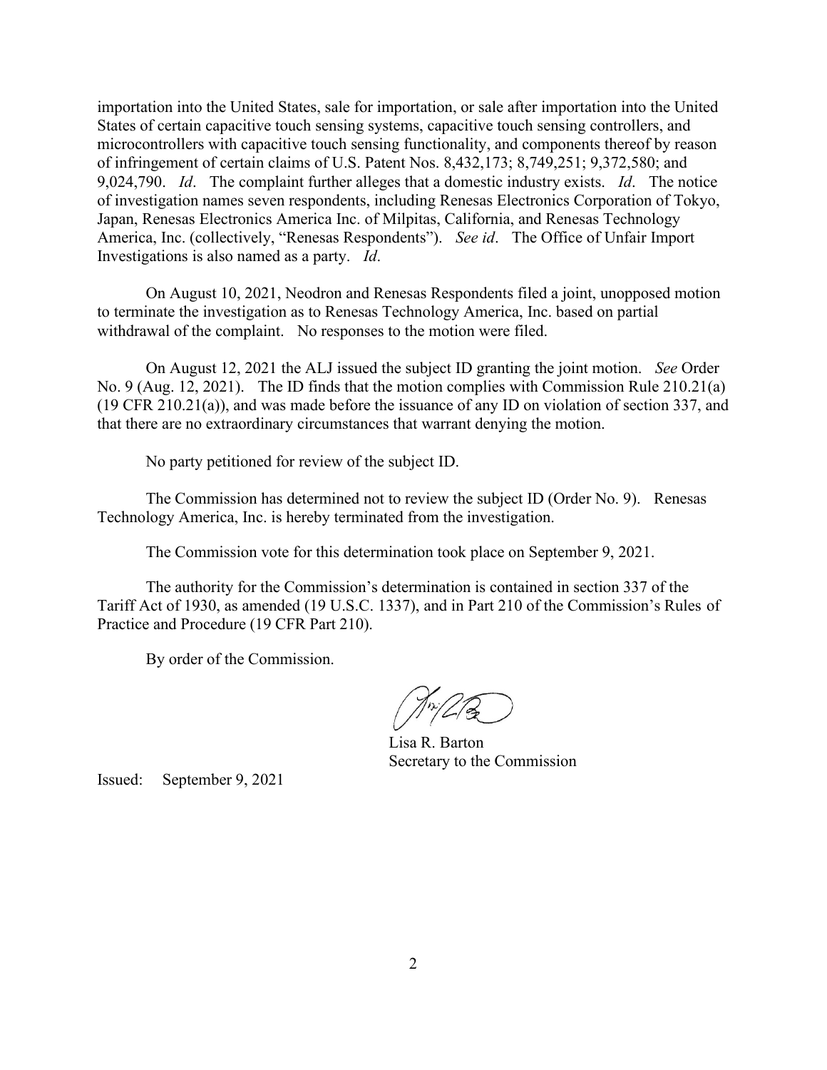importation into the United States, sale for importation, or sale after importation into the United States of certain capacitive touch sensing systems, capacitive touch sensing controllers, and microcontrollers with capacitive touch sensing functionality, and components thereof by reason of infringement of certain claims of U.S. Patent Nos. 8,432,173; 8,749,251; 9,372,580; and 9,024,790. *Id*. The complaint further alleges that a domestic industry exists. *Id*. The notice of investigation names seven respondents, including Renesas Electronics Corporation of Tokyo, Japan, Renesas Electronics America Inc. of Milpitas, California, and Renesas Technology America, Inc. (collectively, "Renesas Respondents"). *See id*. The Office of Unfair Import Investigations is also named as a party. *Id*.

On August 10, 2021, Neodron and Renesas Respondents filed a joint, unopposed motion to terminate the investigation as to Renesas Technology America, Inc. based on partial withdrawal of the complaint. No responses to the motion were filed.

On August 12, 2021 the ALJ issued the subject ID granting the joint motion. *See* Order No. 9 (Aug. 12, 2021). The ID finds that the motion complies with Commission Rule 210.21(a) (19 CFR 210.21(a)), and was made before the issuance of any ID on violation of section 337, and that there are no extraordinary circumstances that warrant denying the motion.

No party petitioned for review of the subject ID.

The Commission has determined not to review the subject ID (Order No. 9). Renesas Technology America, Inc. is hereby terminated from the investigation.

The Commission vote for this determination took place on September 9, 2021.

The authority for the Commission's determination is contained in section 337 of the Tariff Act of 1930, as amended (19 U.S.C. 1337), and in Part 210 of the Commission's Rules of Practice and Procedure (19 CFR Part 210).

By order of the Commission.

Lisa R. Barton
Secretary to the Commission

Issued: September 9, 2021